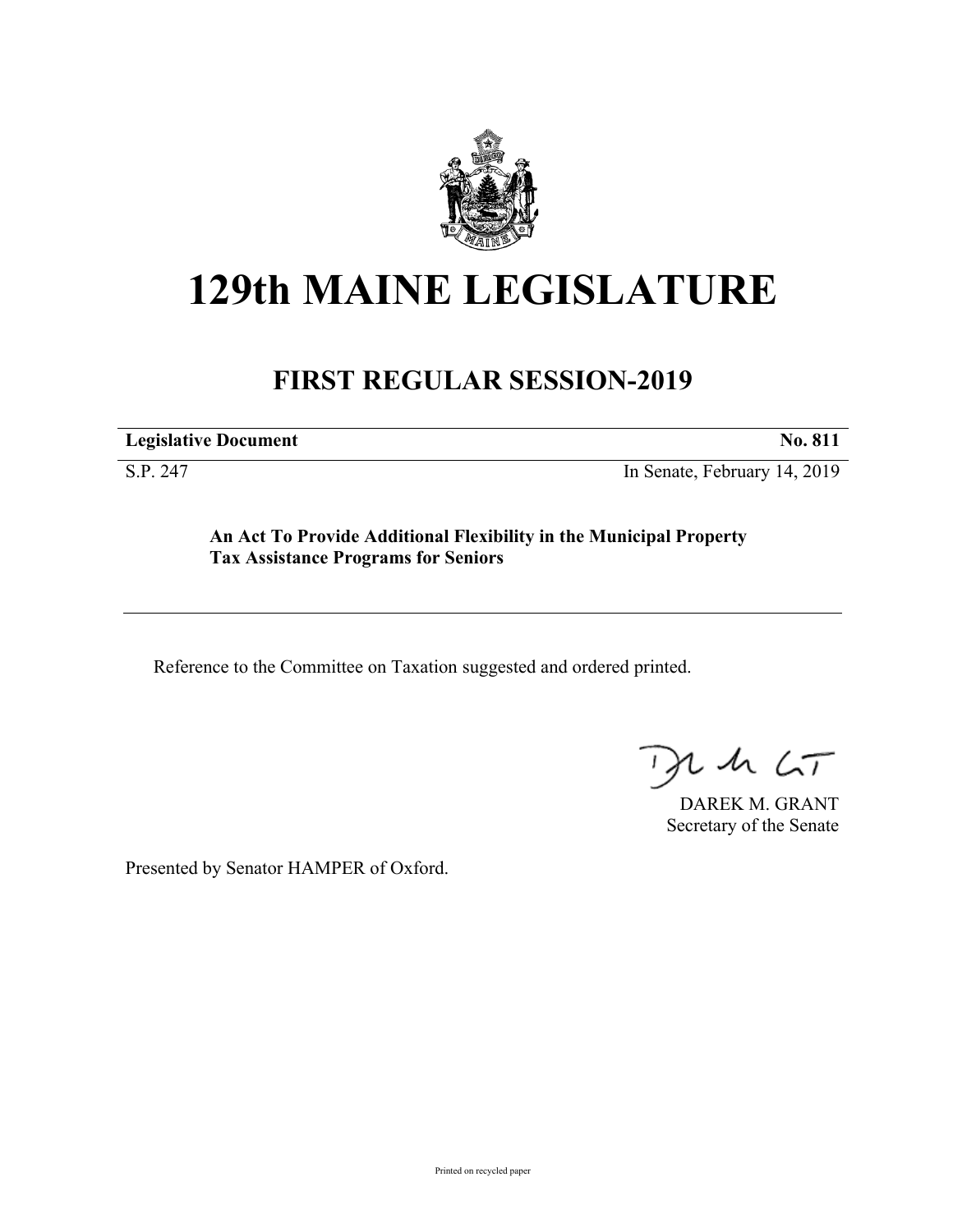# 129th MAINE LEGISLATURE

## FIRST REGULAR SESSION-2019

**Legislative Document** **No. 811**

S.P. 247 In Senate, February 14, 2019

**An Act To Provide Additional Flexibility in the Municipal Property Tax Assistance Programs for Seniors**

Reference to the Committee on Taxation suggested and ordered printed.

DAREK M. GRANT
Secretary of the Senate

Presented by Senator HAMPER of Oxford.

Printed on recycled paper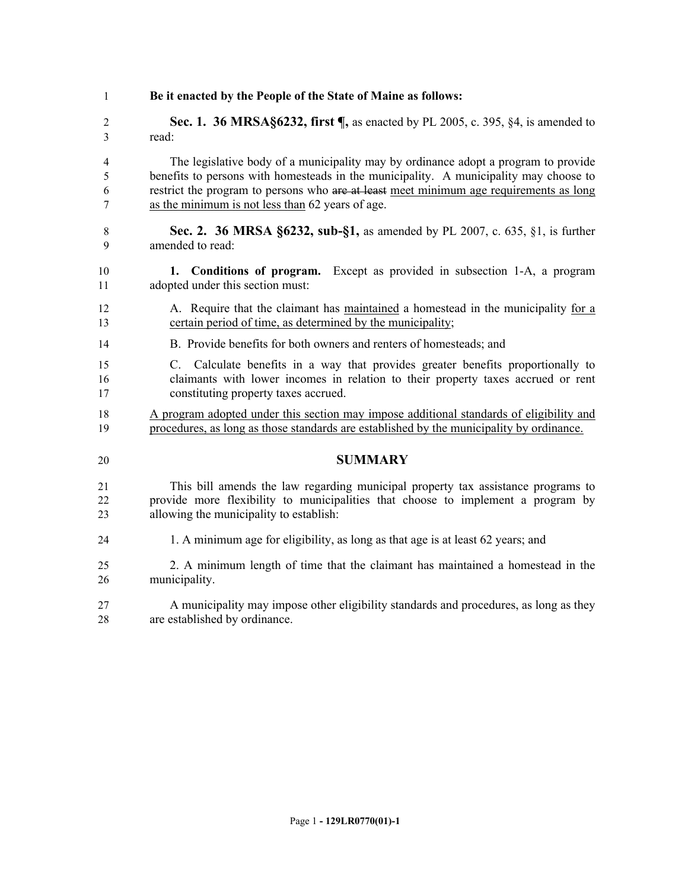**Be it enacted by the People of the State of Maine as follows:**

**Sec. 1. 36 MRSA§6232, first ¶,** as enacted by PL 2005, c. 395, §4, is amended to read:

The legislative body of a municipality may by ordinance adopt a program to provide benefits to persons with homesteads in the municipality. A municipality may choose to restrict the program to persons who ~~are at least~~ meet minimum age requirements as long as the minimum is not less than 62 years of age.

**Sec. 2. 36 MRSA §6232, sub-§1,** as amended by PL 2007, c. 635, §1, is further amended to read:

**1. Conditions of program.** Except as provided in subsection 1-A, a program adopted under this section must:

A. Require that the claimant has maintained a homestead in the municipality for a certain period of time, as determined by the municipality;

B. Provide benefits for both owners and renters of homesteads; and

C. Calculate benefits in a way that provides greater benefits proportionally to claimants with lower incomes in relation to their property taxes accrued or rent constituting property taxes accrued.

A program adopted under this section may impose additional standards of eligibility and procedures, as long as those standards are established by the municipality by ordinance.

## SUMMARY

This bill amends the law regarding municipal property tax assistance programs to provide more flexibility to municipalities that choose to implement a program by allowing the municipality to establish:

1. A minimum age for eligibility, as long as that age is at least 62 years; and

2. A minimum length of time that the claimant has maintained a homestead in the municipality.

A municipality may impose other eligibility standards and procedures, as long as they are established by ordinance.